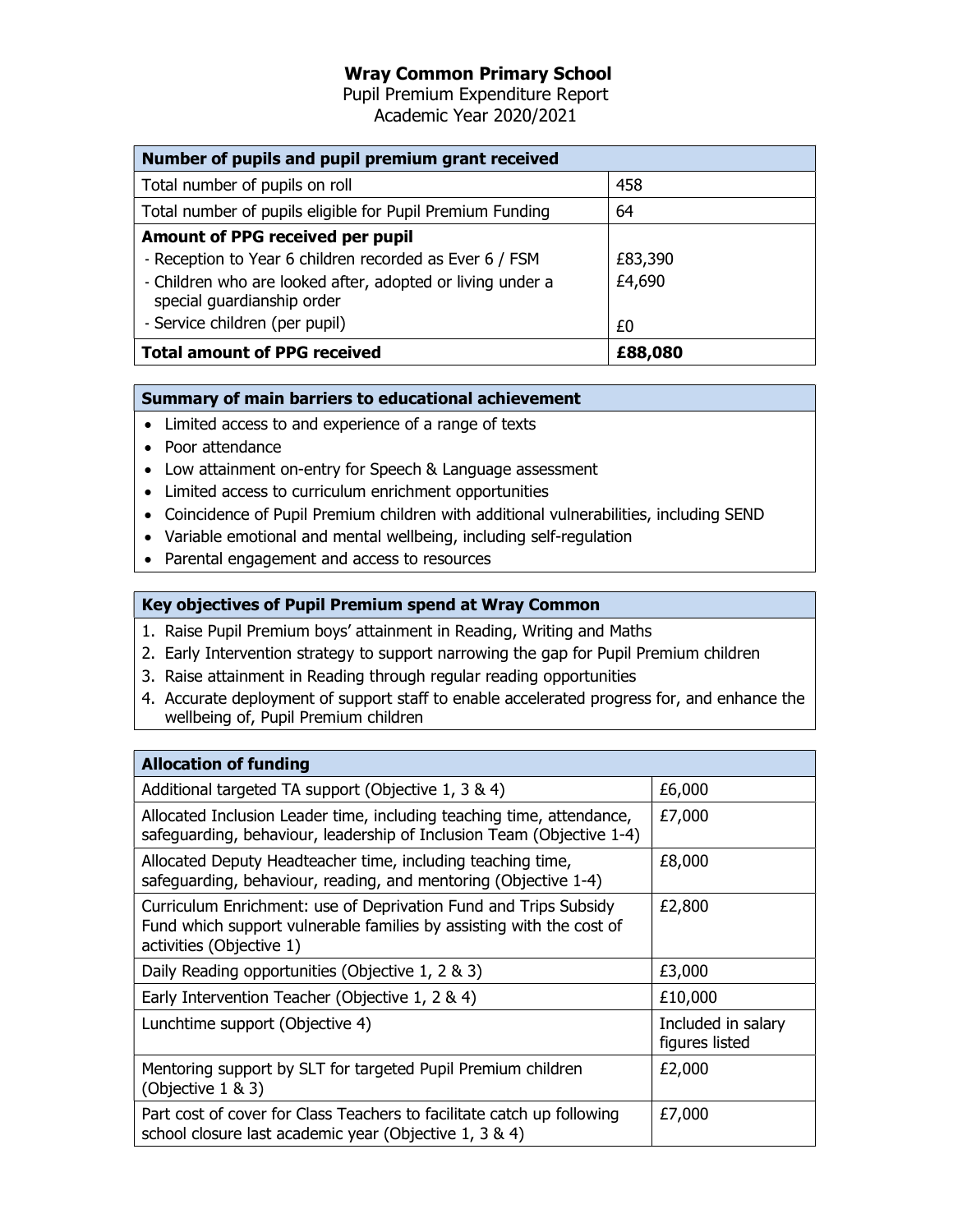# Wray Common Primary School

Pupil Premium Expenditure Report
Academic Year 2020/2021

| Number of pupils and pupil premium grant received | |
|---|---|
| Total number of pupils on roll | 458 |
| Total number of pupils eligible for Pupil Premium Funding | 64 |
| **Amount of PPG received per pupil**<br>- Reception to Year 6 children recorded as Ever 6 / FSM<br>- Children who are looked after, adopted or living under a special guardianship order<br>- Service children (per pupil) | <br>£83,390<br>£4,690<br><br>£0 |
| **Total amount of PPG received** | **£88,080** |

| Summary of main barriers to educational achievement |
|---|
| • Limited access to and experience of a range of texts<br>• Poor attendance<br>• Low attainment on-entry for Speech & Language assessment<br>• Limited access to curriculum enrichment opportunities<br>• Coincidence of Pupil Premium children with additional vulnerabilities, including SEND<br>• Variable emotional and mental wellbeing, including self-regulation<br>• Parental engagement and access to resources |

| Key objectives of Pupil Premium spend at Wray Common |
|---|
| 1. Raise Pupil Premium boys' attainment in Reading, Writing and Maths<br>2. Early Intervention strategy to support narrowing the gap for Pupil Premium children<br>3. Raise attainment in Reading through regular reading opportunities<br>4. Accurate deployment of support staff to enable accelerated progress for, and enhance the wellbeing of, Pupil Premium children |

| Allocation of funding | |
|---|---|
| Additional targeted TA support (Objective 1, 3 & 4) | £6,000 |
| Allocated Inclusion Leader time, including teaching time, attendance, safeguarding, behaviour, leadership of Inclusion Team (Objective 1-4) | £7,000 |
| Allocated Deputy Headteacher time, including teaching time, safeguarding, behaviour, reading, and mentoring (Objective 1-4) | £8,000 |
| Curriculum Enrichment: use of Deprivation Fund and Trips Subsidy Fund which support vulnerable families by assisting with the cost of activities (Objective 1) | £2,800 |
| Daily Reading opportunities (Objective 1, 2 & 3) | £3,000 |
| Early Intervention Teacher (Objective 1, 2 & 4) | £10,000 |
| Lunchtime support (Objective 4) | Included in salary figures listed |
| Mentoring support by SLT for targeted Pupil Premium children (Objective 1 & 3) | £2,000 |
| Part cost of cover for Class Teachers to facilitate catch up following school closure last academic year (Objective 1, 3 & 4) | £7,000 |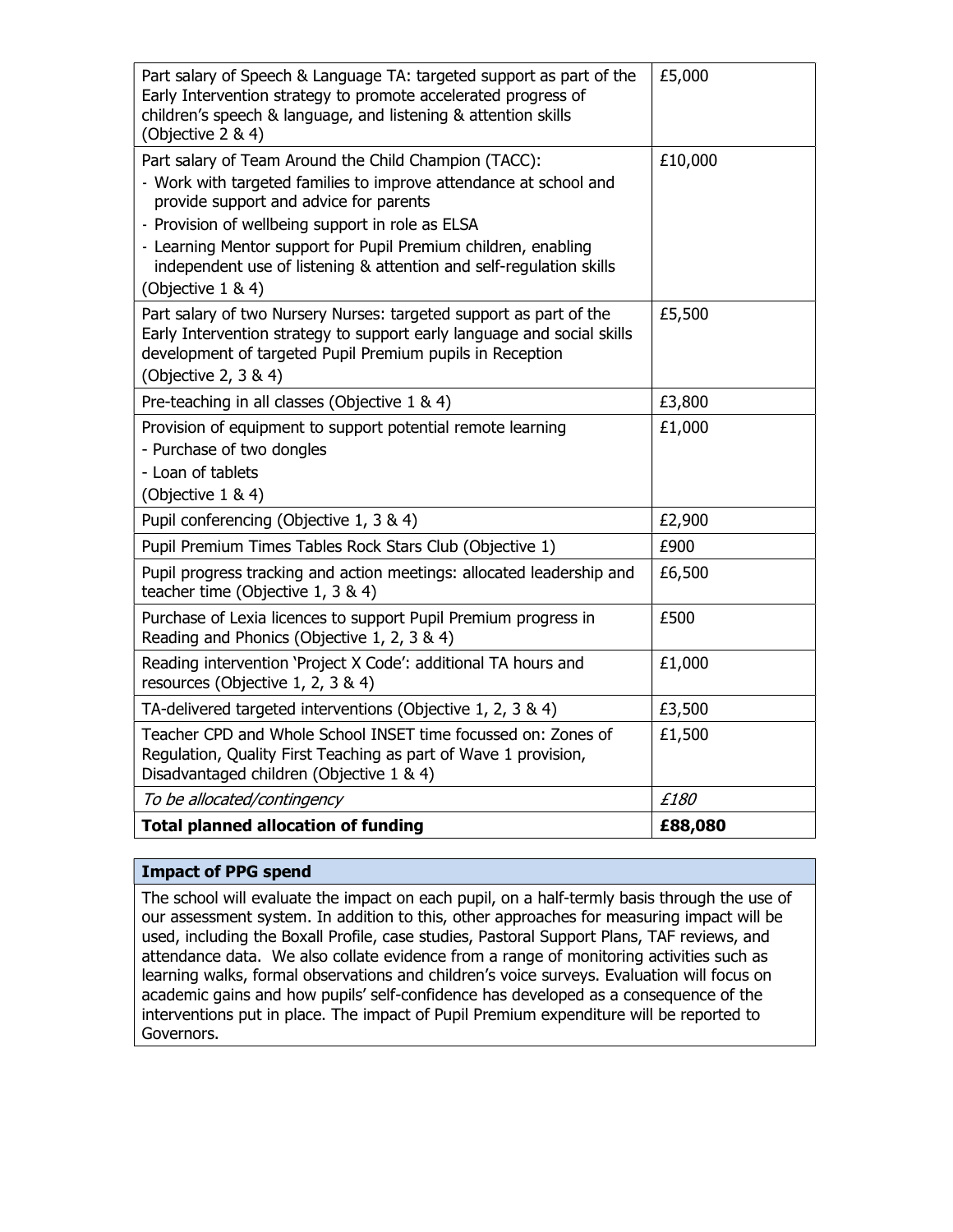| | |
|---|---|
| Part salary of Speech & Language TA: targeted support as part of the Early Intervention strategy to promote accelerated progress of children's speech & language, and listening & attention skills (Objective 2 & 4) | £5,000 |
| Part salary of Team Around the Child Champion (TACC):<br>- Work with targeted families to improve attendance at school and provide support and advice for parents<br>- Provision of wellbeing support in role as ELSA<br>- Learning Mentor support for Pupil Premium children, enabling independent use of listening & attention and self-regulation skills<br>(Objective 1 & 4) | £10,000 |
| Part salary of two Nursery Nurses: targeted support as part of the Early Intervention strategy to support early language and social skills development of targeted Pupil Premium pupils in Reception (Objective 2, 3 & 4) | £5,500 |
| Pre-teaching in all classes (Objective 1 & 4) | £3,800 |
| Provision of equipment to support potential remote learning<br>- Purchase of two dongles<br>- Loan of tablets<br>(Objective 1 & 4) | £1,000 |
| Pupil conferencing (Objective 1, 3 & 4) | £2,900 |
| Pupil Premium Times Tables Rock Stars Club (Objective 1) | £900 |
| Pupil progress tracking and action meetings: allocated leadership and teacher time (Objective 1, 3 & 4) | £6,500 |
| Purchase of Lexia licences to support Pupil Premium progress in Reading and Phonics (Objective 1, 2, 3 & 4) | £500 |
| Reading intervention 'Project X Code': additional TA hours and resources (Objective 1, 2, 3 & 4) | £1,000 |
| TA-delivered targeted interventions (Objective 1, 2, 3 & 4) | £3,500 |
| Teacher CPD and Whole School INSET time focussed on: Zones of Regulation, Quality First Teaching as part of Wave 1 provision, Disadvantaged children (Objective 1 & 4) | £1,500 |
| *To be allocated/contingency* | *£180* |
| **Total planned allocation of funding** | **£88,080** |

| **Impact of PPG spend** |
|---|
| The school will evaluate the impact on each pupil, on a half-termly basis through the use of our assessment system. In addition to this, other approaches for measuring impact will be used, including the Boxall Profile, case studies, Pastoral Support Plans, TAF reviews, and attendance data. We also collate evidence from a range of monitoring activities such as learning walks, formal observations and children's voice surveys. Evaluation will focus on academic gains and how pupils' self-confidence has developed as a consequence of the interventions put in place. The impact of Pupil Premium expenditure will be reported to Governors. |